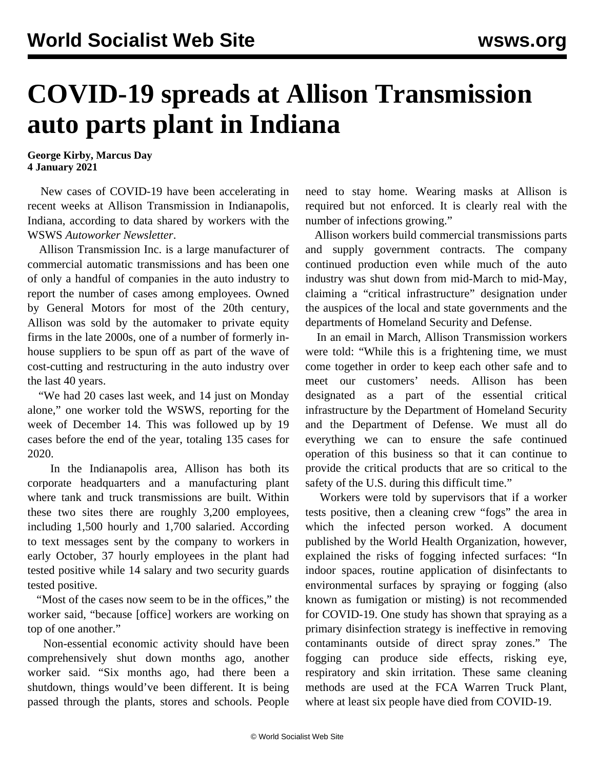# COVID-19 spreads at Allison Transmission auto parts plant in Indiana

**George Kirby, Marcus Day**
**4 January 2021**

New cases of COVID-19 have been accelerating in recent weeks at Allison Transmission in Indianapolis, Indiana, according to data shared by workers with the WSWS *Autoworker Newsletter*.

Allison Transmission Inc. is a large manufacturer of commercial automatic transmissions and has been one of only a handful of companies in the auto industry to report the number of cases among employees. Owned by General Motors for most of the 20th century, Allison was sold by the automaker to private equity firms in the late 2000s, one of a number of formerly in-house suppliers to be spun off as part of the wave of cost-cutting and restructuring in the auto industry over the last 40 years.

"We had 20 cases last week, and 14 just on Monday alone," one worker told the WSWS, reporting for the week of December 14. This was followed up by 19 cases before the end of the year, totaling 135 cases for 2020.

In the Indianapolis area, Allison has both its corporate headquarters and a manufacturing plant where tank and truck transmissions are built. Within these two sites there are roughly 3,200 employees, including 1,500 hourly and 1,700 salaried. According to text messages sent by the company to workers in early October, 37 hourly employees in the plant had tested positive while 14 salary and two security guards tested positive.

"Most of the cases now seem to be in the offices," the worker said, "because [office] workers are working on top of one another."

Non-essential economic activity should have been comprehensively shut down months ago, another worker said. "Six months ago, had there been a shutdown, things would've been different. It is being passed through the plants, stores and schools. People need to stay home. Wearing masks at Allison is required but not enforced. It is clearly real with the number of infections growing."

Allison workers build commercial transmissions parts and supply government contracts. The company continued production even while much of the auto industry was shut down from mid-March to mid-May, claiming a "critical infrastructure" designation under the auspices of the local and state governments and the departments of Homeland Security and Defense.

In an email in March, Allison Transmission workers were told: "While this is a frightening time, we must come together in order to keep each other safe and to meet our customers' needs. Allison has been designated as a part of the essential critical infrastructure by the Department of Homeland Security and the Department of Defense. We must all do everything we can to ensure the safe continued operation of this business so that it can continue to provide the critical products that are so critical to the safety of the U.S. during this difficult time."

Workers were told by supervisors that if a worker tests positive, then a cleaning crew "fogs" the area in which the infected person worked. A document published by the World Health Organization, however, explained the risks of fogging infected surfaces: "In indoor spaces, routine application of disinfectants to environmental surfaces by spraying or fogging (also known as fumigation or misting) is not recommended for COVID-19. One study has shown that spraying as a primary disinfection strategy is ineffective in removing contaminants outside of direct spray zones." The fogging can produce side effects, risking eye, respiratory and skin irritation. These same cleaning methods are used at the FCA Warren Truck Plant, where at least six people have died from COVID-19.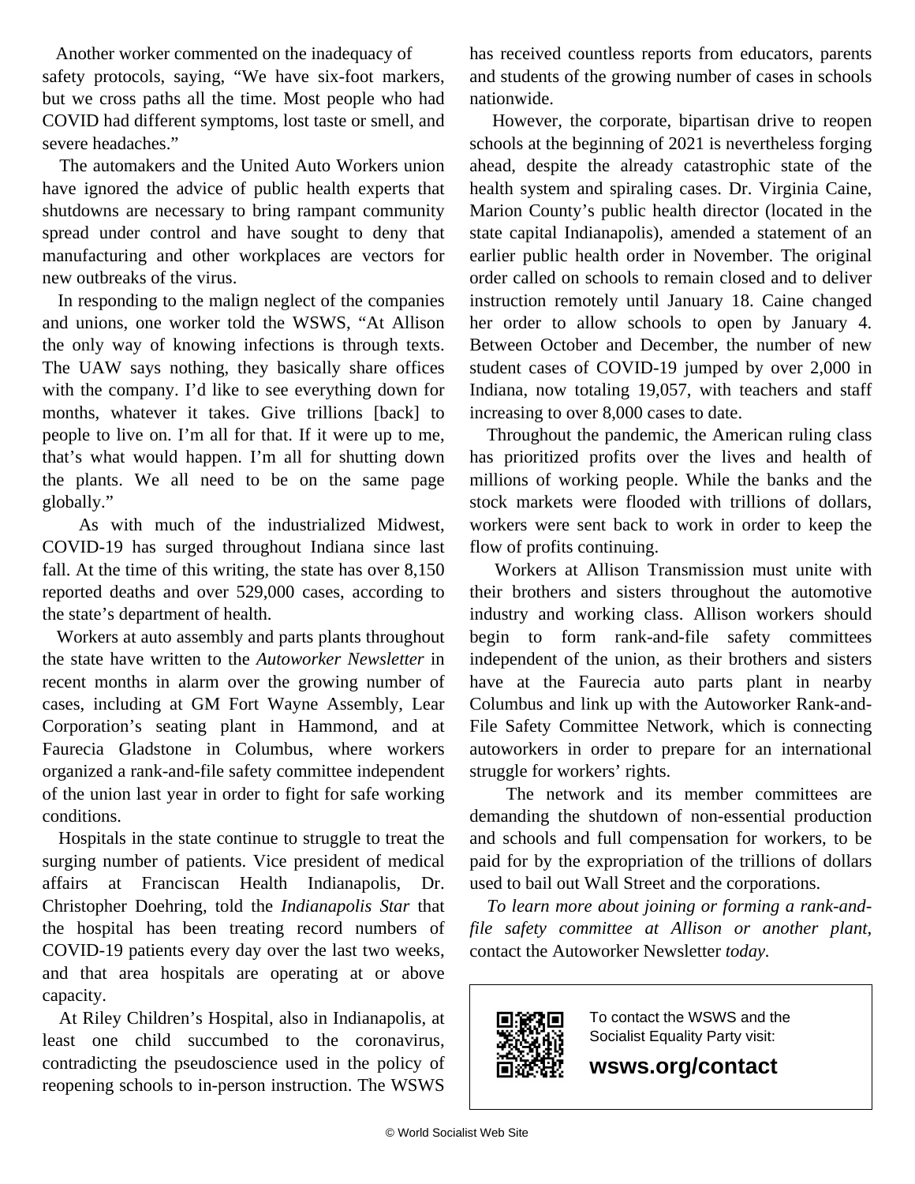Another worker commented on the inadequacy of safety protocols, saying, "We have six-foot markers, but we cross paths all the time. Most people who had COVID had different symptoms, lost taste or smell, and severe headaches."

The automakers and the United Auto Workers union have ignored the advice of public health experts that shutdowns are necessary to bring rampant community spread under control and have sought to deny that manufacturing and other workplaces are vectors for new outbreaks of the virus.

In responding to the malign neglect of the companies and unions, one worker told the WSWS, "At Allison the only way of knowing infections is through texts. The UAW says nothing, they basically share offices with the company. I'd like to see everything down for months, whatever it takes. Give trillions [back] to people to live on. I'm all for that. If it were up to me, that's what would happen. I'm all for shutting down the plants. We all need to be on the same page globally."

As with much of the industrialized Midwest, COVID-19 has surged throughout Indiana since last fall. At the time of this writing, the state has over 8,150 reported deaths and over 529,000 cases, according to the state's department of health.

Workers at auto assembly and parts plants throughout the state have written to the *Autoworker Newsletter* in recent months in alarm over the growing number of cases, including at GM Fort Wayne Assembly, Lear Corporation's seating plant in Hammond, and at Faurecia Gladstone in Columbus, where workers organized a rank-and-file safety committee independent of the union last year in order to fight for safe working conditions.

Hospitals in the state continue to struggle to treat the surging number of patients. Vice president of medical affairs at Franciscan Health Indianapolis, Dr. Christopher Doehring, told the *Indianapolis Star* that the hospital has been treating record numbers of COVID-19 patients every day over the last two weeks, and that area hospitals are operating at or above capacity.

At Riley Children's Hospital, also in Indianapolis, at least one child succumbed to the coronavirus, contradicting the pseudoscience used in the policy of reopening schools to in-person instruction. The WSWS has received countless reports from educators, parents and students of the growing number of cases in schools nationwide.

However, the corporate, bipartisan drive to reopen schools at the beginning of 2021 is nevertheless forging ahead, despite the already catastrophic state of the health system and spiraling cases. Dr. Virginia Caine, Marion County's public health director (located in the state capital Indianapolis), amended a statement of an earlier public health order in November. The original order called on schools to remain closed and to deliver instruction remotely until January 18. Caine changed her order to allow schools to open by January 4. Between October and December, the number of new student cases of COVID-19 jumped by over 2,000 in Indiana, now totaling 19,057, with teachers and staff increasing to over 8,000 cases to date.

Throughout the pandemic, the American ruling class has prioritized profits over the lives and health of millions of working people. While the banks and the stock markets were flooded with trillions of dollars, workers were sent back to work in order to keep the flow of profits continuing.

Workers at Allison Transmission must unite with their brothers and sisters throughout the automotive industry and working class. Allison workers should begin to form rank-and-file safety committees independent of the union, as their brothers and sisters have at the Faurecia auto parts plant in nearby Columbus and link up with the Autoworker Rank-and-File Safety Committee Network, which is connecting autoworkers in order to prepare for an international struggle for workers' rights.

The network and its member committees are demanding the shutdown of non-essential production and schools and full compensation for workers, to be paid for by the expropriation of the trillions of dollars used to bail out Wall Street and the corporations.

*To learn more about joining or forming a rank-and-file safety committee at Allison or another plant,* contact the Autoworker Newsletter *today.*

To contact the WSWS and the Socialist Equality Party visit:

**wsws.org/contact**